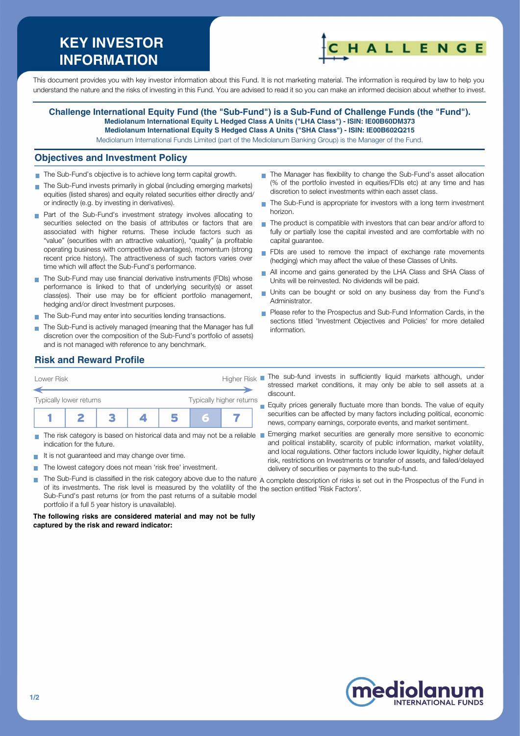# KEY INVESTOR INFORMATION

This document provides you with key investor information about this Fund. It is not marketing material. The information is required by law to help you understand the nature and the risks of investing in this Fund. You are advised to read it so you can make an informed decision about whether to invest.

**Challenge International Equity Fund (the "Sub-Fund") is a Sub-Fund of Challenge Funds (the "Fund").**
**Mediolanum International Equity L Hedged Class A Units ("LHA Class") - ISIN: IE00B60DM373**
**Mediolanum International Equity S Hedged Class A Units ("SHA Class") - ISIN: IE00B602Q215**
Mediolanum International Funds Limited (part of the Mediolanum Banking Group) is the Manager of the Fund.

## Objectives and Investment Policy

- The Sub-Fund's objective is to achieve long term capital growth.
- The Sub-Fund invests primarily in global (including emerging markets) equities (listed shares) and equity related securities either directly and/or indirectly (e.g. by investing in derivatives).
- Part of the Sub-Fund's investment strategy involves allocating to securities selected on the basis of attributes or factors that are associated with higher returns. These include factors such as "value" (securities with an attractive valuation), "quality" (a profitable operating business with competitive advantages), momentum (strong recent price history). The attractiveness of such factors varies over time which will affect the Sub-Fund's performance.
- The Sub-Fund may use financial derivative instruments (FDIs) whose performance is linked to that of underlying security(s) or asset class(es). Their use may be for efficient portfolio management, hedging and/or direct Investment purposes.
- The Sub-Fund may enter into securities lending transactions.
- The Sub-Fund is actively managed (meaning that the Manager has full discretion over the composition of the Sub-Fund's portfolio of assets) and is not managed with reference to any benchmark.
- The Manager has flexibility to change the Sub-Fund's asset allocation (% of the portfolio invested in equities/FDIs etc) at any time and has discretion to select investments within each asset class.
- The Sub-Fund is appropriate for investors with a long term investment horizon.
- The product is compatible with investors that can bear and/or afford to fully or partially lose the capital invested and are comfortable with no capital guarantee.
- FDIs are used to remove the impact of exchange rate movements (hedging) which may affect the value of these Classes of Units.
- All income and gains generated by the LHA Class and SHA Class of Units will be reinvested. No dividends will be paid.
- Units can be bought or sold on any business day from the Fund's Administrator.
- Please refer to the Prospectus and Sub-Fund Information Cards, in the sections titled 'Investment Objectives and Policies' for more detailed information.

## Risk and Reward Profile

Lower Risk — Higher Risk

Typically lower returns — Typically higher returns

| 1 | 2 | 3 | 4 | 5 | **6** | 7 |
|---|---|---|---|---|---|---|

- The risk category is based on historical data and may not be a reliable indication for the future.
- It is not guaranteed and may change over time.
- The lowest category does not mean 'risk free' investment.
- The Sub-Fund is classified in the risk category above due to the nature of its investments. The risk level is measured by the volatility of the Sub-Fund's past returns (or from the past returns of a suitable model portfolio if a full 5 year history is unavailable).

**The following risks are considered material and may not be fully captured by the risk and reward indicator:**

- The sub-fund invests in sufficiently liquid markets although, under stressed market conditions, it may only be able to sell assets at a discount.
- Equity prices generally fluctuate more than bonds. The value of equity securities can be affected by many factors including political, economic news, company earnings, corporate events, and market sentiment.
- Emerging market securities are generally more sensitive to economic and political instability, scarcity of public information, market volatility, and local regulations. Other factors include lower liquidity, higher default risk, restrictions on Investments or transfer of assets, and failed/delayed delivery of securities or payments to the sub-fund.

A complete description of risks is set out in the Prospectus of the Fund in the section entitled 'Risk Factors'.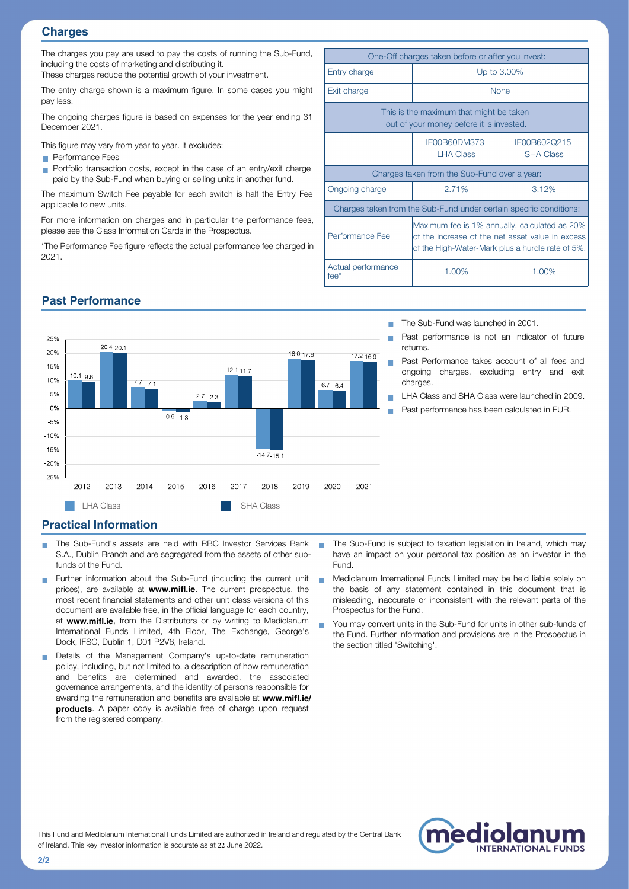## Charges

The charges you pay are used to pay the costs of running the Sub-Fund, including the costs of marketing and distributing it.
These charges reduce the potential growth of your investment.

The entry charge shown is a maximum figure. In some cases you might pay less.

The ongoing charges figure is based on expenses for the year ending 31 December 2021.

This figure may vary from year to year. It excludes:

- Performance Fees
- Portfolio transaction costs, except in the case of an entry/exit charge paid by the Sub-Fund when buying or selling units in another fund.

The maximum Switch Fee payable for each switch is half the Entry Fee applicable to new units.

For more information on charges and in particular the performance fees, please see the Class Information Cards in the Prospectus.

*The Performance Fee figure reflects the actual performance fee charged in 2021.

| One-Off charges taken before or after you invest: | | |
|---|---|---|
| Entry charge | Up to 3.00% | |
| Exit charge | None | |
| This is the maximum that might be taken out of your money before it is invested. | | |
| | IE00B60DM373 LHA Class | IE00B602Q215 SHA Class |
| Charges taken from the Sub-Fund over a year: | | |
| Ongoing charge | 2.71% | 3.12% |
| Charges taken from the Sub-Fund under certain specific conditions: | | |
| Performance Fee | Maximum fee is 1% annually, calculated as 20% of the increase of the net asset value in excess of the High-Water-Mark plus a hurdle rate of 5%. | |
| Actual performance fee* | 1.00% | 1.00% |

## Past Performance

25%
20%
15%
10%
5%
0%
-5%
-10%
-15%
-20%
-25%

10.1 9.6
20.4 20.1
7.7 7.1
-0.9 -1.3
2.7 2.3
12.1 11.7
-14.7 -15.1
18.0 17.6
6.7 6.4
17.2 16.9

2012 2013 2014 2015 2016 2017 2018 2019 2020 2021

LHA Class
SHA Class

- The Sub-Fund was launched in 2001.
- Past performance is not an indicator of future returns.
- Past Performance takes account of all fees and ongoing charges, excluding entry and exit charges.
- LHA Class and SHA Class were launched in 2009.
- Past performance has been calculated in EUR.

## Practical Information

- The Sub-Fund's assets are held with RBC Investor Services Bank S.A., Dublin Branch and are segregated from the assets of other sub-funds of the Fund.
- Further information about the Sub-Fund (including the current unit prices), are available at **www.mifl.ie**. The current prospectus, the most recent financial statements and other unit class versions of this document are available free, in the official language for each country, at **www.mifl.ie**, from the Distributors or by writing to Mediolanum International Funds Limited, 4th Floor, The Exchange, George's Dock, IFSC, Dublin 1, D01 P2V6, Ireland.
- Details of the Management Company's up-to-date remuneration policy, including, but not limited to, a description of how remuneration and benefits are determined and awarded, the associated governance arrangements, and the identity of persons responsible for awarding the remuneration and benefits are available at **www.mifl.ie/products**. A paper copy is available free of charge upon request from the registered company.
- The Sub-Fund is subject to taxation legislation in Ireland, which may have an impact on your personal tax position as an investor in the Fund.
- Mediolanum International Funds Limited may be held liable solely on the basis of any statement contained in this document that is misleading, inaccurate or inconsistent with the relevant parts of the Prospectus for the Fund.
- You may convert units in the Sub-Fund for units in other sub-funds of the Fund. Further information and provisions are in the Prospectus in the section titled 'Switching'.

This Fund and Mediolanum International Funds Limited are authorized in Ireland and regulated by the Central Bank of Ireland. This key investor information is accurate as at 22 June 2022.